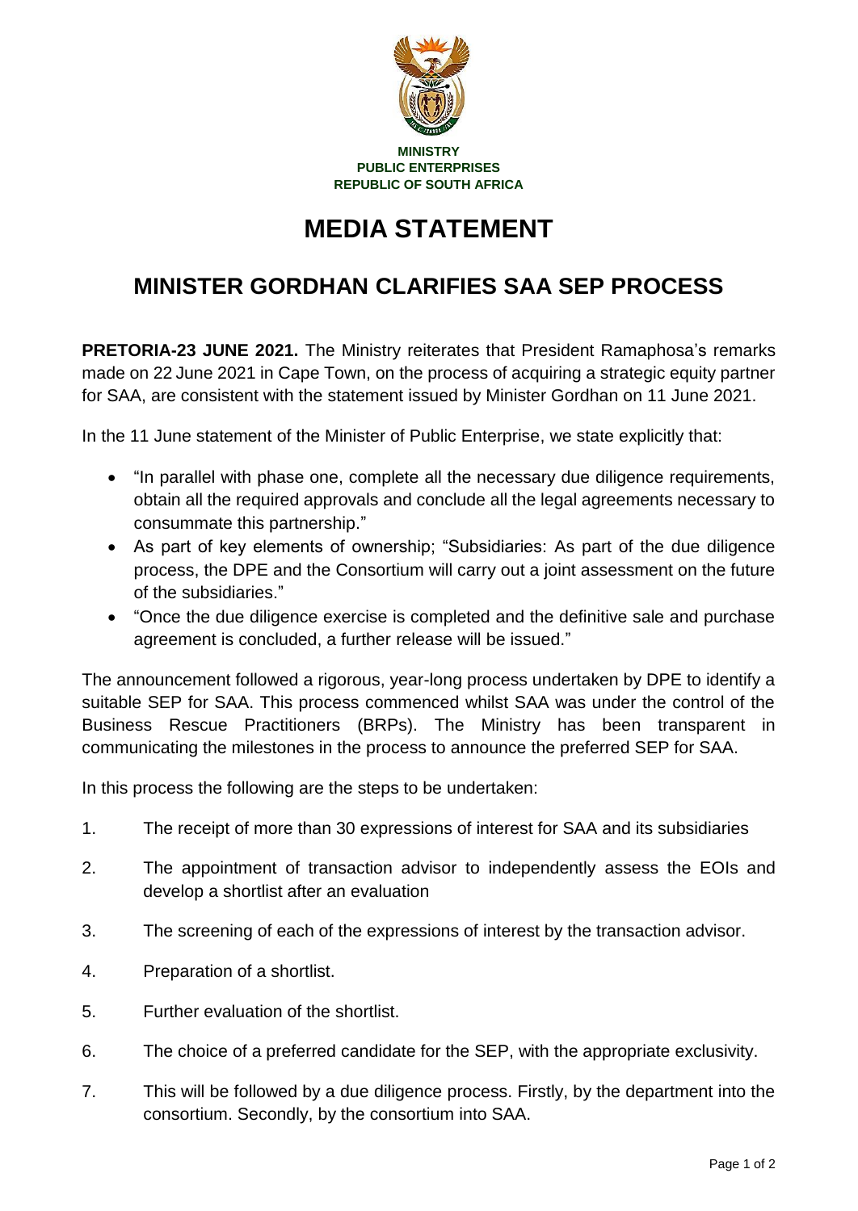**MINISTRY**
**PUBLIC ENTERPRISES**
**REPUBLIC OF SOUTH AFRICA**

# MEDIA STATEMENT

## MINISTER GORDHAN CLARIFIES SAA SEP PROCESS

**PRETORIA-23 JUNE 2021.** The Ministry reiterates that President Ramaphosa's remarks made on 22 June 2021 in Cape Town, on the process of acquiring a strategic equity partner for SAA, are consistent with the statement issued by Minister Gordhan on 11 June 2021.

In the 11 June statement of the Minister of Public Enterprise, we state explicitly that:

- "In parallel with phase one, complete all the necessary due diligence requirements, obtain all the required approvals and conclude all the legal agreements necessary to consummate this partnership."
- As part of key elements of ownership; "Subsidiaries: As part of the due diligence process, the DPE and the Consortium will carry out a joint assessment on the future of the subsidiaries."
- "Once the due diligence exercise is completed and the definitive sale and purchase agreement is concluded, a further release will be issued."

The announcement followed a rigorous, year-long process undertaken by DPE to identify a suitable SEP for SAA. This process commenced whilst SAA was under the control of the Business Rescue Practitioners (BRPs). The Ministry has been transparent in communicating the milestones in the process to announce the preferred SEP for SAA.

In this process the following are the steps to be undertaken:

1. The receipt of more than 30 expressions of interest for SAA and its subsidiaries
2. The appointment of transaction advisor to independently assess the EOIs and develop a shortlist after an evaluation
3. The screening of each of the expressions of interest by the transaction advisor.
4. Preparation of a shortlist.
5. Further evaluation of the shortlist.
6. The choice of a preferred candidate for the SEP, with the appropriate exclusivity.
7. This will be followed by a due diligence process. Firstly, by the department into the consortium. Secondly, by the consortium into SAA.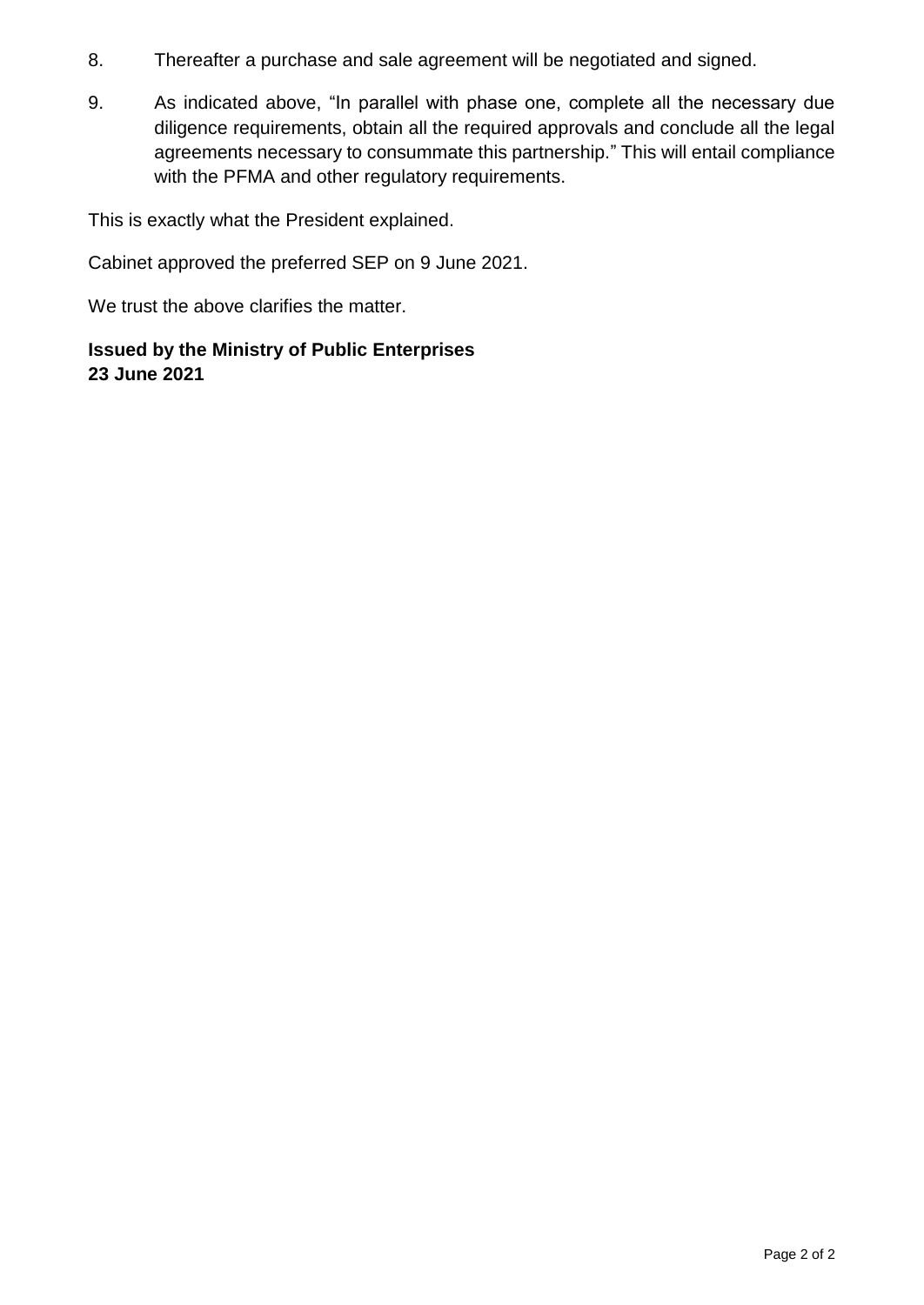8. Thereafter a purchase and sale agreement will be negotiated and signed.

9. As indicated above, "In parallel with phase one, complete all the necessary due diligence requirements, obtain all the required approvals and conclude all the legal agreements necessary to consummate this partnership." This will entail compliance with the PFMA and other regulatory requirements.

This is exactly what the President explained.

Cabinet approved the preferred SEP on 9 June 2021.

We trust the above clarifies the matter.

**Issued by the Ministry of Public Enterprises**
**23 June 2021**